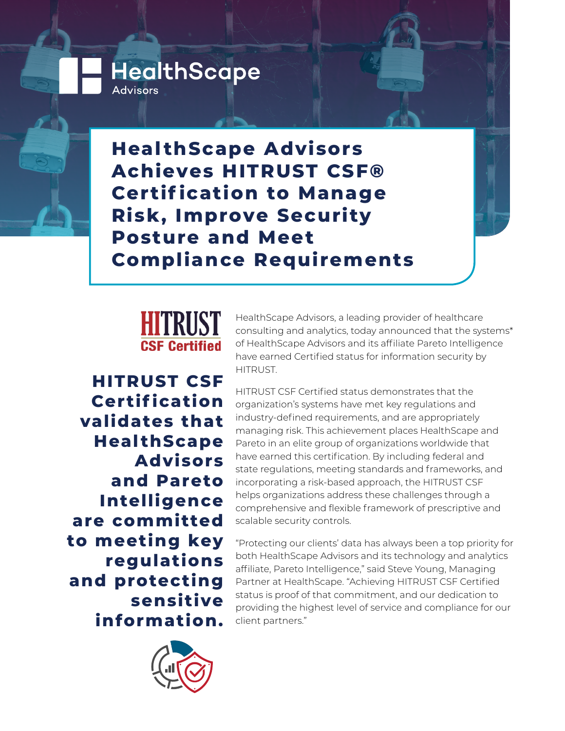HealthScape Advisors

# HealthScape Advisors Achieves HITRUST CSF® Certification to Manage Risk, Improve Security Posture and Meet Compliance Requirements

HITRUST CSF Certified

**HITRUST CSF Certification validates that HealthScape Advisors and Pareto Intelligence are committed to meeting key regulations and protecting sensitive information.**

HealthScape Advisors, a leading provider of healthcare consulting and analytics, today announced that the systems* of HealthScape Advisors and its affiliate Pareto Intelligence have earned Certified status for information security by HITRUST.

HITRUST CSF Certified status demonstrates that the organization's systems have met key regulations and industry-defined requirements, and are appropriately managing risk. This achievement places HealthScape and Pareto in an elite group of organizations worldwide that have earned this certification. By including federal and state regulations, meeting standards and frameworks, and incorporating a risk-based approach, the HITRUST CSF helps organizations address these challenges through a comprehensive and flexible framework of prescriptive and scalable security controls.

"Protecting our clients' data has always been a top priority for both HealthScape Advisors and its technology and analytics affiliate, Pareto Intelligence," said Steve Young, Managing Partner at HealthScape. "Achieving HITRUST CSF Certified status is proof of that commitment, and our dedication to providing the highest level of service and compliance for our client partners."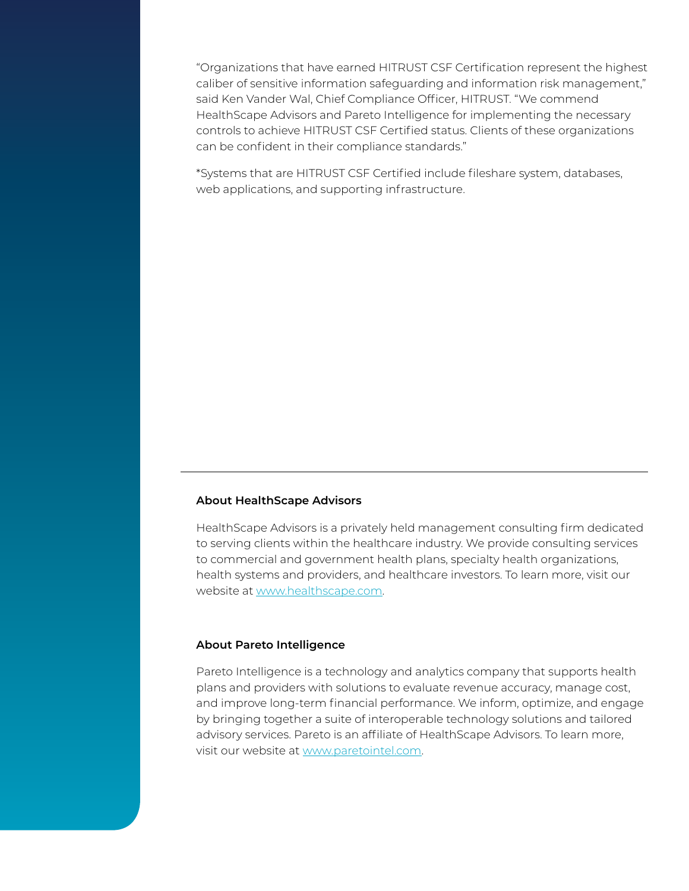"Organizations that have earned HITRUST CSF Certification represent the highest caliber of sensitive information safeguarding and information risk management," said Ken Vander Wal, Chief Compliance Officer, HITRUST. "We commend HealthScape Advisors and Pareto Intelligence for implementing the necessary controls to achieve HITRUST CSF Certified status. Clients of these organizations can be confident in their compliance standards."

*Systems that are HITRUST CSF Certified include fileshare system, databases, web applications, and supporting infrastructure.

---

**About HealthScape Advisors**

HealthScape Advisors is a privately held management consulting firm dedicated to serving clients within the healthcare industry. We provide consulting services to commercial and government health plans, specialty health organizations, health systems and providers, and healthcare investors. To learn more, visit our website at [www.healthscape.com](http://www.healthscape.com).

**About Pareto Intelligence**

Pareto Intelligence is a technology and analytics company that supports health plans and providers with solutions to evaluate revenue accuracy, manage cost, and improve long-term financial performance. We inform, optimize, and engage by bringing together a suite of interoperable technology solutions and tailored advisory services. Pareto is an affiliate of HealthScape Advisors. To learn more, visit our website at [www.paretointel.com](http://www.paretointel.com).